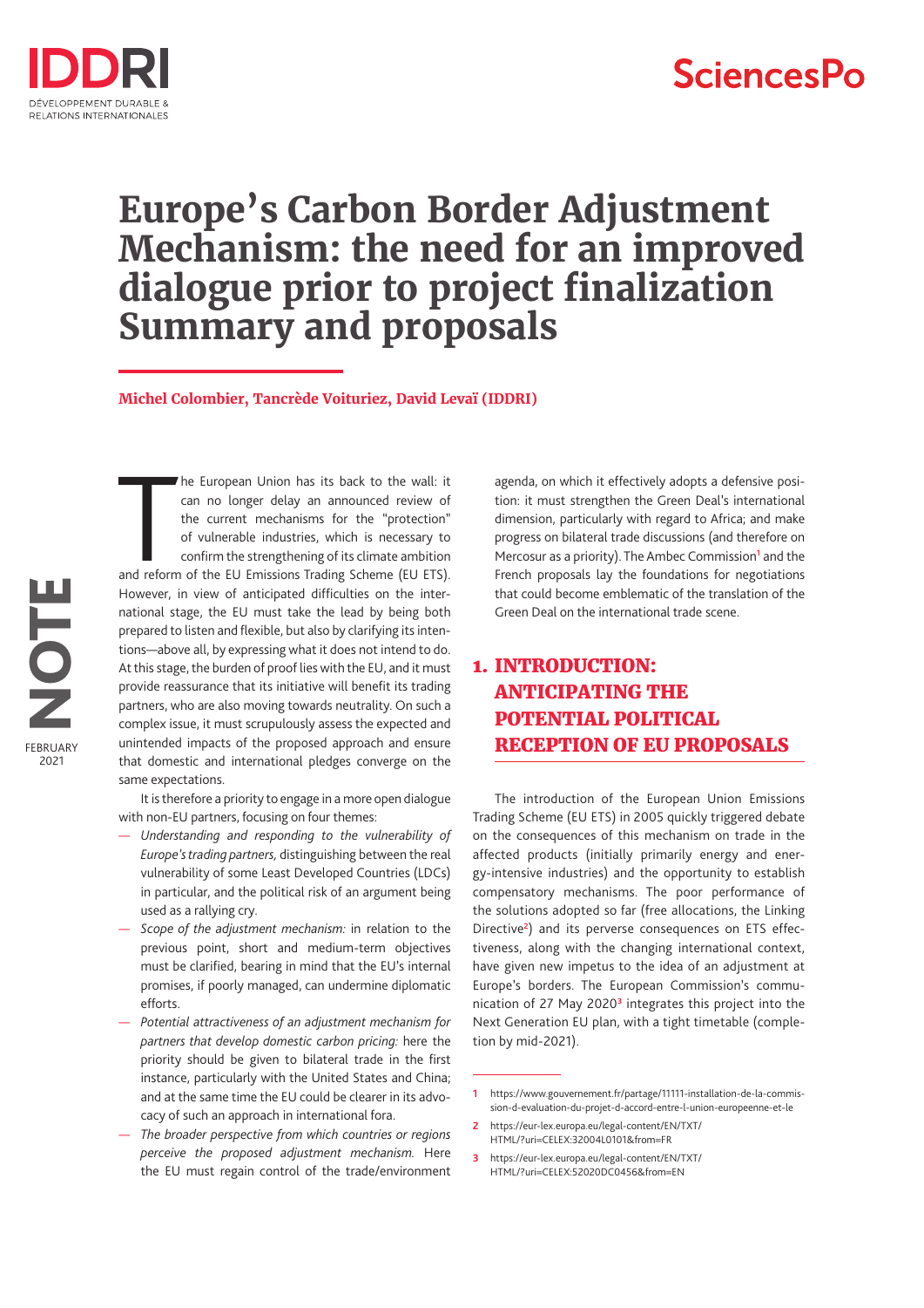# Europe's Carbon Border Adjustment Mechanism: the need for an improved dialogue prior to project finalization Summary and proposals

**Michel Colombier, Tancrède Voituriez, David Levaï (IDDRI)**

The European Union has its back to the wall: it can no longer delay an announced review of the current mechanisms for the "protection" of vulnerable industries, which is necessary to confirm the strengthening of its climate ambition and reform of the EU Emissions Trading Scheme (EU ETS). However, in view of anticipated difficulties on the international stage, the EU must take the lead by being both prepared to listen and flexible, but also by clarifying its intentions—above all, by expressing what it does not intend to do. At this stage, the burden of proof lies with the EU, and it must provide reassurance that its initiative will benefit its trading partners, who are also moving towards neutrality. On such a complex issue, it must scrupulously assess the expected and unintended impacts of the proposed approach and ensure that domestic and international pledges converge on the same expectations.

It is therefore a priority to engage in a more open dialogue with non-EU partners, focusing on four themes:

- *Understanding and responding to the vulnerability of Europe's trading partners,* distinguishing between the real vulnerability of some Least Developed Countries (LDCs) in particular, and the political risk of an argument being used as a rallying cry.
- *Scope of the adjustment mechanism:* in relation to the previous point, short and medium-term objectives must be clarified, bearing in mind that the EU's internal promises, if poorly managed, can undermine diplomatic efforts.
- *Potential attractiveness of an adjustment mechanism for partners that develop domestic carbon pricing:* here the priority should be given to bilateral trade in the first instance, particularly with the United States and China; and at the same time the EU could be clearer in its advocacy of such an approach in international fora.
- *The broader perspective from which countries or regions perceive the proposed adjustment mechanism.* Here the EU must regain control of the trade/environment agenda, on which it effectively adopts a defensive position: it must strengthen the Green Deal's international dimension, particularly with regard to Africa; and make progress on bilateral trade discussions (and therefore on Mercosur as a priority). The Ambec Commission[1] and the French proposals lay the foundations for negotiations that could become emblematic of the translation of the Green Deal on the international trade scene.

## 1. INTRODUCTION: ANTICIPATING THE POTENTIAL POLITICAL RECEPTION OF EU PROPOSALS

The introduction of the European Union Emissions Trading Scheme (EU ETS) in 2005 quickly triggered debate on the consequences of this mechanism on trade in the affected products (initially primarily energy and energy-intensive industries) and the opportunity to establish compensatory mechanisms. The poor performance of the solutions adopted so far (free allocations, the Linking Directive[2]) and its perverse consequences on ETS effectiveness, along with the changing international context, have given new impetus to the idea of an adjustment at Europe's borders. The European Commission's communication of 27 May 2020[3] integrates this project into the Next Generation EU plan, with a tight timetable (completion by mid-2021).

---

1 https://www.gouvernement.fr/partage/11111-installation-de-la-commission-d-evaluation-du-projet-d-accord-entre-l-union-europeenne-et-le

2 https://eur-lex.europa.eu/legal-content/EN/TXT/HTML/?uri=CELEX:32004L0101&from=FR

3 https://eur-lex.europa.eu/legal-content/EN/TXT/HTML/?uri=CELEX:52020DC0456&from=EN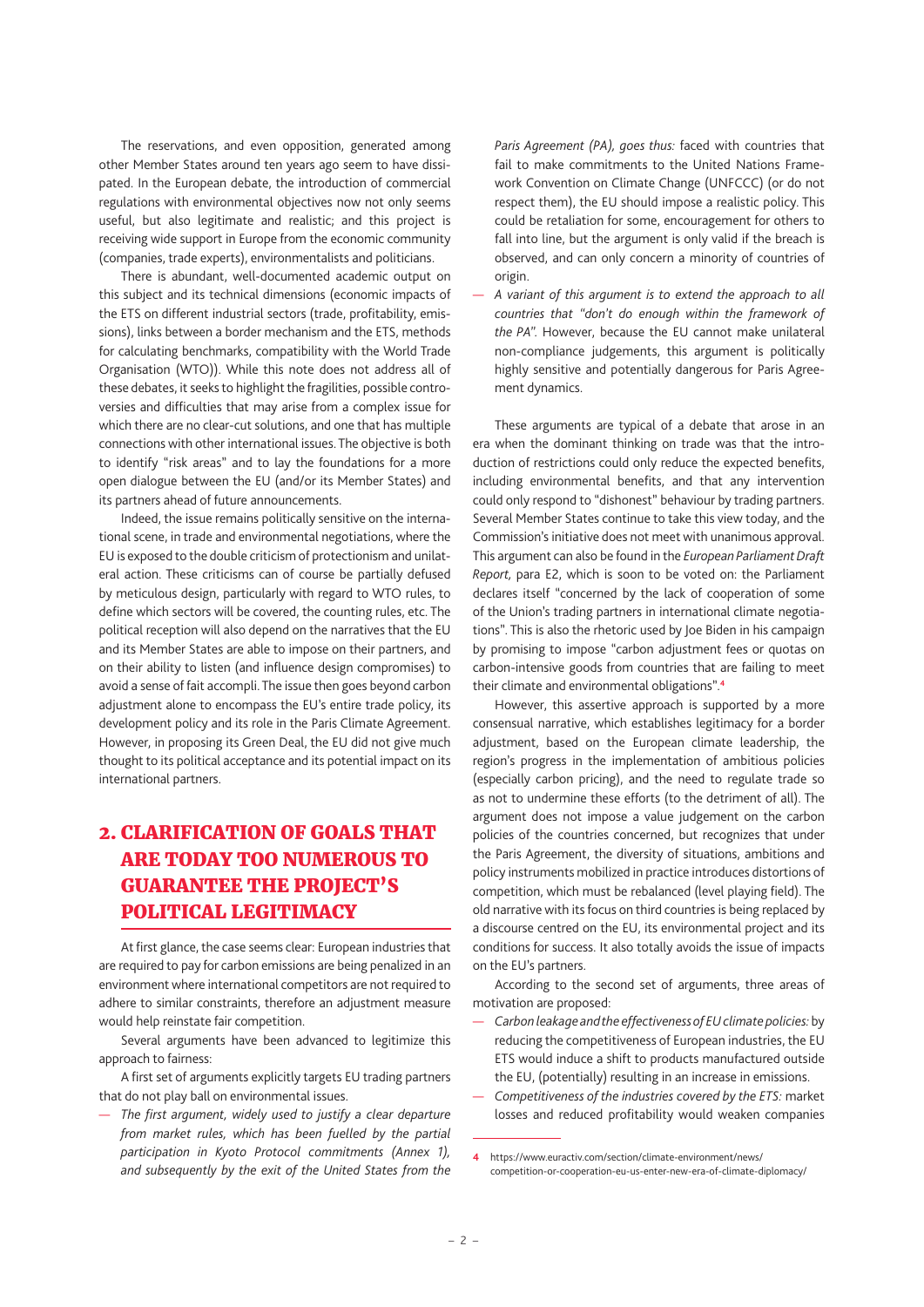The reservations, and even opposition, generated among other Member States around ten years ago seem to have dissipated. In the European debate, the introduction of commercial regulations with environmental objectives now not only seems useful, but also legitimate and realistic; and this project is receiving wide support in Europe from the economic community (companies, trade experts), environmentalists and politicians.

There is abundant, well-documented academic output on this subject and its technical dimensions (economic impacts of the ETS on different industrial sectors (trade, profitability, emissions), links between a border mechanism and the ETS, methods for calculating benchmarks, compatibility with the World Trade Organisation (WTO)). While this note does not address all of these debates, it seeks to highlight the fragilities, possible controversies and difficulties that may arise from a complex issue for which there are no clear-cut solutions, and one that has multiple connections with other international issues. The objective is both to identify "risk areas" and to lay the foundations for a more open dialogue between the EU (and/or its Member States) and its partners ahead of future announcements.

Indeed, the issue remains politically sensitive on the international scene, in trade and environmental negotiations, where the EU is exposed to the double criticism of protectionism and unilateral action. These criticisms can of course be partially defused by meticulous design, particularly with regard to WTO rules, to define which sectors will be covered, the counting rules, etc. The political reception will also depend on the narratives that the EU and its Member States are able to impose on their partners, and on their ability to listen (and influence design compromises) to avoid a sense of fait accompli. The issue then goes beyond carbon adjustment alone to encompass the EU's entire trade policy, its development policy and its role in the Paris Climate Agreement. However, in proposing its Green Deal, the EU did not give much thought to its political acceptance and its potential impact on its international partners.

## 2. CLARIFICATION OF GOALS THAT ARE TODAY TOO NUMEROUS TO GUARANTEE THE PROJECT'S POLITICAL LEGITIMACY

At first glance, the case seems clear: European industries that are required to pay for carbon emissions are being penalized in an environment where international competitors are not required to adhere to similar constraints, therefore an adjustment measure would help reinstate fair competition.

Several arguments have been advanced to legitimize this approach to fairness:

A first set of arguments explicitly targets EU trading partners that do not play ball on environmental issues.

- *The first argument, widely used to justify a clear departure from market rules, which has been fuelled by the partial participation in Kyoto Protocol commitments (Annex 1), and subsequently by the exit of the United States from the Paris Agreement (PA), goes thus:* faced with countries that fail to make commitments to the United Nations Framework Convention on Climate Change (UNFCCC) (or do not respect them), the EU should impose a realistic policy. This could be retaliation for some, encouragement for others to fall into line, but the argument is only valid if the breach is observed, and can only concern a minority of countries of origin.
- *A variant of this argument is to extend the approach to all countries that "don't do enough within the framework of the PA".* However, because the EU cannot make unilateral non-compliance judgements, this argument is politically highly sensitive and potentially dangerous for Paris Agreement dynamics.

These arguments are typical of a debate that arose in an era when the dominant thinking on trade was that the introduction of restrictions could only reduce the expected benefits, including environmental benefits, and that any intervention could only respond to "dishonest" behaviour by trading partners. Several Member States continue to take this view today, and the Commission's initiative does not meet with unanimous approval. This argument can also be found in the *European Parliament Draft Report*, para E2, which is soon to be voted on: the Parliament declares itself "concerned by the lack of cooperation of some of the Union's trading partners in international climate negotiations". This is also the rhetoric used by Joe Biden in his campaign by promising to impose "carbon adjustment fees or quotas on carbon-intensive goods from countries that are failing to meet their climate and environmental obligations".[4]

However, this assertive approach is supported by a more consensual narrative, which establishes legitimacy for a border adjustment, based on the European climate leadership, the region's progress in the implementation of ambitious policies (especially carbon pricing), and the need to regulate trade so as not to undermine these efforts (to the detriment of all). The argument does not impose a value judgement on the carbon policies of the countries concerned, but recognizes that under the Paris Agreement, the diversity of situations, ambitions and policy instruments mobilized in practice introduces distortions of competition, which must be rebalanced (level playing field). The old narrative with its focus on third countries is being replaced by a discourse centred on the EU, its environmental project and its conditions for success. It also totally avoids the issue of impacts on the EU's partners.

According to the second set of arguments, three areas of motivation are proposed:

- *Carbon leakage and the effectiveness of EU climate policies:* by reducing the competitiveness of European industries, the EU ETS would induce a shift to products manufactured outside the EU, (potentially) resulting in an increase in emissions.
- *Competitiveness of the industries covered by the ETS:* market losses and reduced profitability would weaken companies

[4] https://www.euractiv.com/section/climate-environment/news/competition-or-cooperation-eu-us-enter-new-era-of-climate-diplomacy/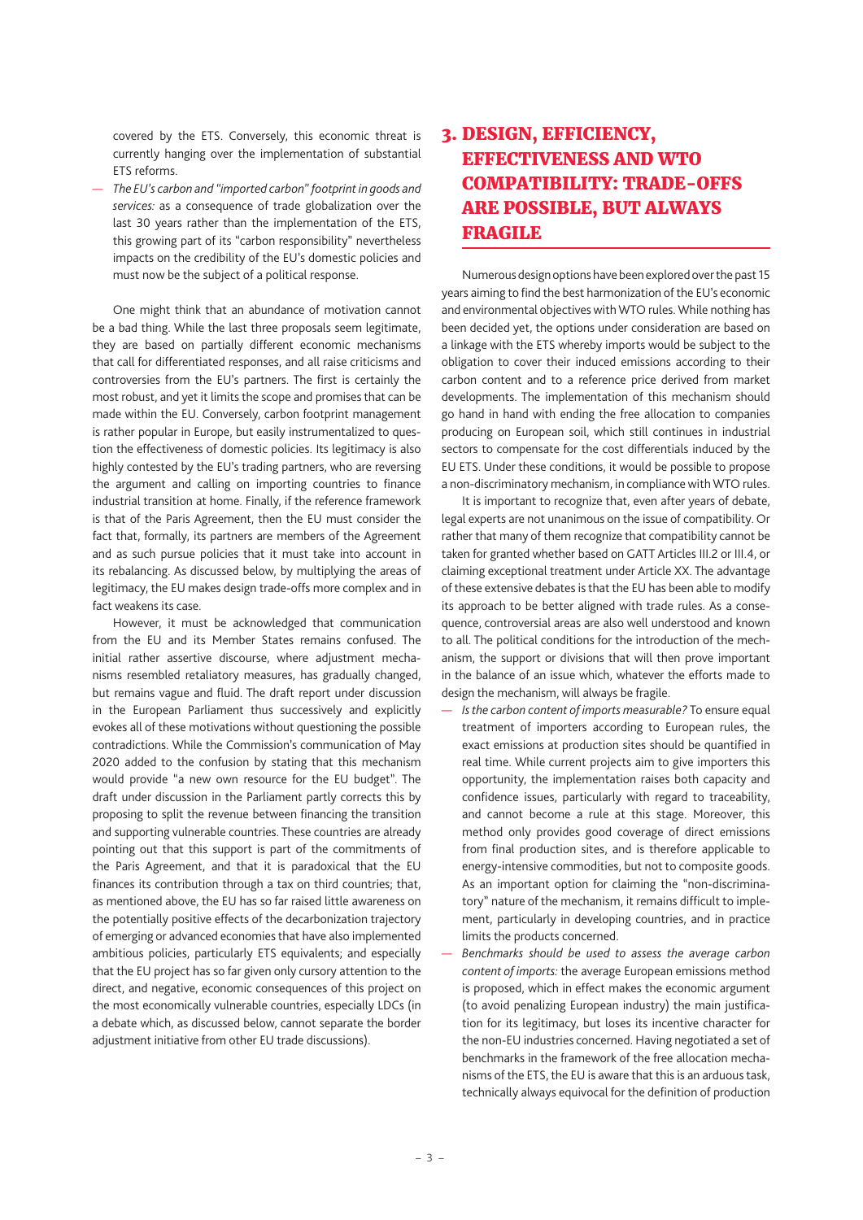covered by the ETS. Conversely, this economic threat is currently hanging over the implementation of substantial ETS reforms.

— *The EU's carbon and "imported carbon" footprint in goods and services:* as a consequence of trade globalization over the last 30 years rather than the implementation of the ETS, this growing part of its "carbon responsibility" nevertheless impacts on the credibility of the EU's domestic policies and must now be the subject of a political response.

One might think that an abundance of motivation cannot be a bad thing. While the last three proposals seem legitimate, they are based on partially different economic mechanisms that call for differentiated responses, and all raise criticisms and controversies from the EU's partners. The first is certainly the most robust, and yet it limits the scope and promises that can be made within the EU. Conversely, carbon footprint management is rather popular in Europe, but easily instrumentalized to question the effectiveness of domestic policies. Its legitimacy is also highly contested by the EU's trading partners, who are reversing the argument and calling on importing countries to finance industrial transition at home. Finally, if the reference framework is that of the Paris Agreement, then the EU must consider the fact that, formally, its partners are members of the Agreement and as such pursue policies that it must take into account in its rebalancing. As discussed below, by multiplying the areas of legitimacy, the EU makes design trade-offs more complex and in fact weakens its case.

However, it must be acknowledged that communication from the EU and its Member States remains confused. The initial rather assertive discourse, where adjustment mechanisms resembled retaliatory measures, has gradually changed, but remains vague and fluid. The draft report under discussion in the European Parliament thus successively and explicitly evokes all of these motivations without questioning the possible contradictions. While the Commission's communication of May 2020 added to the confusion by stating that this mechanism would provide "a new own resource for the EU budget". The draft under discussion in the Parliament partly corrects this by proposing to split the revenue between financing the transition and supporting vulnerable countries. These countries are already pointing out that this support is part of the commitments of the Paris Agreement, and that it is paradoxical that the EU finances its contribution through a tax on third countries; that, as mentioned above, the EU has so far raised little awareness on the potentially positive effects of the decarbonization trajectory of emerging or advanced economies that have also implemented ambitious policies, particularly ETS equivalents; and especially that the EU project has so far given only cursory attention to the direct, and negative, economic consequences of this project on the most economically vulnerable countries, especially LDCs (in a debate which, as discussed below, cannot separate the border adjustment initiative from other EU trade discussions).

## 3. DESIGN, EFFICIENCY, EFFECTIVENESS AND WTO COMPATIBILITY: TRADE-OFFS ARE POSSIBLE, BUT ALWAYS FRAGILE

Numerous design options have been explored over the past 15 years aiming to find the best harmonization of the EU's economic and environmental objectives with WTO rules. While nothing has been decided yet, the options under consideration are based on a linkage with the ETS whereby imports would be subject to the obligation to cover their induced emissions according to their carbon content and to a reference price derived from market developments. The implementation of this mechanism should go hand in hand with ending the free allocation to companies producing on European soil, which still continues in industrial sectors to compensate for the cost differentials induced by the EU ETS. Under these conditions, it would be possible to propose a non-discriminatory mechanism, in compliance with WTO rules.

It is important to recognize that, even after years of debate, legal experts are not unanimous on the issue of compatibility. Or rather that many of them recognize that compatibility cannot be taken for granted whether based on GATT Articles III.2 or III.4, or claiming exceptional treatment under Article XX. The advantage of these extensive debates is that the EU has been able to modify its approach to be better aligned with trade rules. As a consequence, controversial areas are also well understood and known to all. The political conditions for the introduction of the mechanism, the support or divisions that will then prove important in the balance of an issue which, whatever the efforts made to design the mechanism, will always be fragile.

— *Is the carbon content of imports measurable?* To ensure equal treatment of importers according to European rules, the exact emissions at production sites should be quantified in real time. While current projects aim to give importers this opportunity, the implementation raises both capacity and confidence issues, particularly with regard to traceability, and cannot become a rule at this stage. Moreover, this method only provides good coverage of direct emissions from final production sites, and is therefore applicable to energy-intensive commodities, but not to composite goods. As an important option for claiming the "non-discriminatory" nature of the mechanism, it remains difficult to implement, particularly in developing countries, and in practice limits the products concerned.

— *Benchmarks should be used to assess the average carbon content of imports:* the average European emissions method is proposed, which in effect makes the economic argument (to avoid penalizing European industry) the main justification for its legitimacy, but loses its incentive character for the non-EU industries concerned. Having negotiated a set of benchmarks in the framework of the free allocation mechanisms of the ETS, the EU is aware that this is an arduous task, technically always equivocal for the definition of production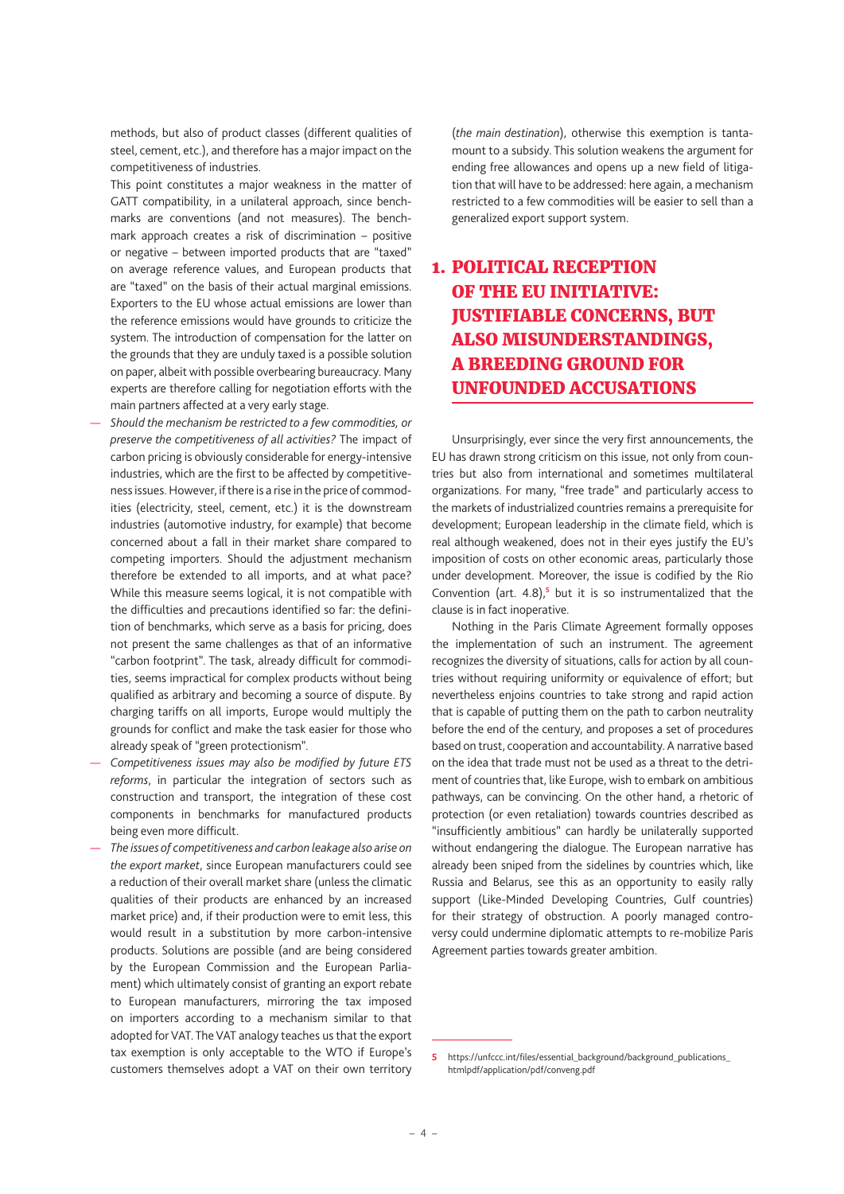methods, but also of product classes (different qualities of steel, cement, etc.), and therefore has a major impact on the competitiveness of industries.

This point constitutes a major weakness in the matter of GATT compatibility, in a unilateral approach, since benchmarks are conventions (and not measures). The benchmark approach creates a risk of discrimination – positive or negative – between imported products that are "taxed" on average reference values, and European products that are "taxed" on the basis of their actual marginal emissions. Exporters to the EU whose actual emissions are lower than the reference emissions would have grounds to criticize the system. The introduction of compensation for the latter on the grounds that they are unduly taxed is a possible solution on paper, albeit with possible overbearing bureaucracy. Many experts are therefore calling for negotiation efforts with the main partners affected at a very early stage.

- *Should the mechanism be restricted to a few commodities, or preserve the competitiveness of all activities?* The impact of carbon pricing is obviously considerable for energy-intensive industries, which are the first to be affected by competitiveness issues. However, if there is a rise in the price of commodities (electricity, steel, cement, etc.) it is the downstream industries (automotive industry, for example) that become concerned about a fall in their market share compared to competing importers. Should the adjustment mechanism therefore be extended to all imports, and at what pace? While this measure seems logical, it is not compatible with the difficulties and precautions identified so far: the definition of benchmarks, which serve as a basis for pricing, does not present the same challenges as that of an informative "carbon footprint". The task, already difficult for commodities, seems impractical for complex products without being qualified as arbitrary and becoming a source of dispute. By charging tariffs on all imports, Europe would multiply the grounds for conflict and make the task easier for those who already speak of "green protectionism".
- *Competitiveness issues may also be modified by future ETS reforms*, in particular the integration of sectors such as construction and transport, the integration of these cost components in benchmarks for manufactured products being even more difficult.
- *The issues of competitiveness and carbon leakage also arise on the export market*, since European manufacturers could see a reduction of their overall market share (unless the climatic qualities of their products are enhanced by an increased market price) and, if their production were to emit less, this would result in a substitution by more carbon-intensive products. Solutions are possible (and are being considered by the European Commission and the European Parliament) which ultimately consist of granting an export rebate to European manufacturers, mirroring the tax imposed on importers according to a mechanism similar to that adopted for VAT. The VAT analogy teaches us that the export tax exemption is only acceptable to the WTO if Europe's customers themselves adopt a VAT on their own territory (*the main destination*), otherwise this exemption is tantamount to a subsidy. This solution weakens the argument for ending free allowances and opens up a new field of litigation that will have to be addressed: here again, a mechanism restricted to a few commodities will be easier to sell than a generalized export support system.

## 1. POLITICAL RECEPTION OF THE EU INITIATIVE: JUSTIFIABLE CONCERNS, BUT ALSO MISUNDERSTANDINGS, A BREEDING GROUND FOR UNFOUNDED ACCUSATIONS

Unsurprisingly, ever since the very first announcements, the EU has drawn strong criticism on this issue, not only from countries but also from international and sometimes multilateral organizations. For many, "free trade" and particularly access to the markets of industrialized countries remains a prerequisite for development; European leadership in the climate field, which is real although weakened, does not in their eyes justify the EU's imposition of costs on other economic areas, particularly those under development. Moreover, the issue is codified by the Rio Convention (art. 4.8),[5] but it is so instrumentalized that the clause is in fact inoperative.

Nothing in the Paris Climate Agreement formally opposes the implementation of such an instrument. The agreement recognizes the diversity of situations, calls for action by all countries without requiring uniformity or equivalence of effort; but nevertheless enjoins countries to take strong and rapid action that is capable of putting them on the path to carbon neutrality before the end of the century, and proposes a set of procedures based on trust, cooperation and accountability. A narrative based on the idea that trade must not be used as a threat to the detriment of countries that, like Europe, wish to embark on ambitious pathways, can be convincing. On the other hand, a rhetoric of protection (or even retaliation) towards countries described as "insufficiently ambitious" can hardly be unilaterally supported without endangering the dialogue. The European narrative has already been sniped from the sidelines by countries which, like Russia and Belarus, see this as an opportunity to easily rally support (Like-Minded Developing Countries, Gulf countries) for their strategy of obstruction. A poorly managed controversy could undermine diplomatic attempts to re-mobilize Paris Agreement parties towards greater ambition.

5 https://unfccc.int/files/essential_background/background_publications_htmlpdf/application/pdf/conveng.pdf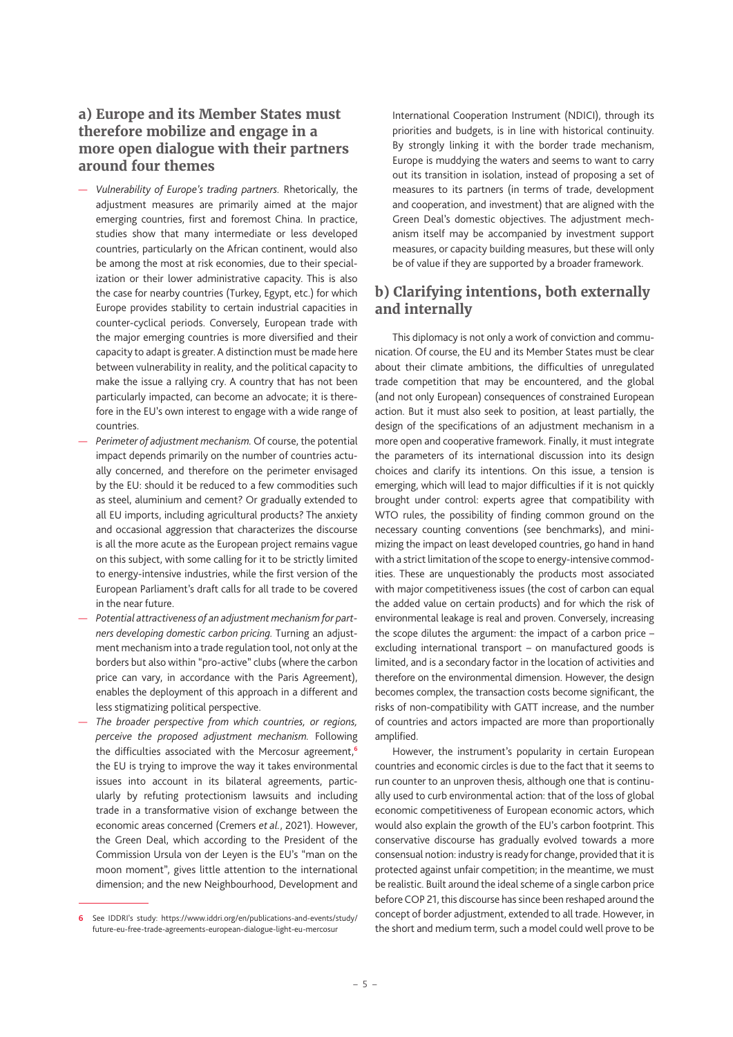## a) Europe and its Member States must therefore mobilize and engage in a more open dialogue with their partners around four themes

— *Vulnerability of Europe's trading partners.* Rhetorically, the adjustment measures are primarily aimed at the major emerging countries, first and foremost China. In practice, studies show that many intermediate or less developed countries, particularly on the African continent, would also be among the most at risk economies, due to their specialization or their lower administrative capacity. This is also the case for nearby countries (Turkey, Egypt, etc.) for which Europe provides stability to certain industrial capacities in counter-cyclical periods. Conversely, European trade with the major emerging countries is more diversified and their capacity to adapt is greater. A distinction must be made here between vulnerability in reality, and the political capacity to make the issue a rallying cry. A country that has not been particularly impacted, can become an advocate; it is therefore in the EU's own interest to engage with a wide range of countries.

— *Perimeter of adjustment mechanism.* Of course, the potential impact depends primarily on the number of countries actually concerned, and therefore on the perimeter envisaged by the EU: should it be reduced to a few commodities such as steel, aluminium and cement? Or gradually extended to all EU imports, including agricultural products? The anxiety and occasional aggression that characterizes the discourse is all the more acute as the European project remains vague on this subject, with some calling for it to be strictly limited to energy-intensive industries, while the first version of the European Parliament's draft calls for all trade to be covered in the near future.

— *Potential attractiveness of an adjustment mechanism for partners developing domestic carbon pricing.* Turning an adjustment mechanism into a trade regulation tool, not only at the borders but also within "pro-active" clubs (where the carbon price can vary, in accordance with the Paris Agreement), enables the deployment of this approach in a different and less stigmatizing political perspective.

— *The broader perspective from which countries, or regions, perceive the proposed adjustment mechanism.* Following the difficulties associated with the Mercosur agreement,[6] the EU is trying to improve the way it takes environmental issues into account in its bilateral agreements, particularly by refuting protectionism lawsuits and including trade in a transformative vision of exchange between the economic areas concerned (Cremers *et al.*, 2021). However, the Green Deal, which according to the President of the Commission Ursula von der Leyen is the EU's "man on the moon moment", gives little attention to the international dimension; and the new Neighbourhood, Development and International Cooperation Instrument (NDICI), through its priorities and budgets, is in line with historical continuity. By strongly linking it with the border trade mechanism, Europe is muddying the waters and seems to want to carry out its transition in isolation, instead of proposing a set of measures to its partners (in terms of trade, development and cooperation, and investment) that are aligned with the Green Deal's domestic objectives. The adjustment mechanism itself may be accompanied by investment support measures, or capacity building measures, but these will only be of value if they are supported by a broader framework.

## b) Clarifying intentions, both externally and internally

This diplomacy is not only a work of conviction and communication. Of course, the EU and its Member States must be clear about their climate ambitions, the difficulties of unregulated trade competition that may be encountered, and the global (and not only European) consequences of constrained European action. But it must also seek to position, at least partially, the design of the specifications of an adjustment mechanism in a more open and cooperative framework. Finally, it must integrate the parameters of its international discussion into its design choices and clarify its intentions. On this issue, a tension is emerging, which will lead to major difficulties if it is not quickly brought under control: experts agree that compatibility with WTO rules, the possibility of finding common ground on the necessary counting conventions (see benchmarks), and minimizing the impact on least developed countries, go hand in hand with a strict limitation of the scope to energy-intensive commodities. These are unquestionably the products most associated with major competitiveness issues (the cost of carbon can equal the added value on certain products) and for which the risk of environmental leakage is real and proven. Conversely, increasing the scope dilutes the argument: the impact of a carbon price – excluding international transport – on manufactured goods is limited, and is a secondary factor in the location of activities and therefore on the environmental dimension. However, the design becomes complex, the transaction costs become significant, the risks of non-compatibility with GATT increase, and the number of countries and actors impacted are more than proportionally amplified.

However, the instrument's popularity in certain European countries and economic circles is due to the fact that it seems to run counter to an unproven thesis, although one that is continually used to curb environmental action: that of the loss of global economic competitiveness of European economic actors, which would also explain the growth of the EU's carbon footprint. This conservative discourse has gradually evolved towards a more consensual notion: industry is ready for change, provided that it is protected against unfair competition; in the meantime, we must be realistic. Built around the ideal scheme of a single carbon price before COP 21, this discourse has since been reshaped around the concept of border adjustment, extended to all trade. However, in the short and medium term, such a model could well prove to be

---

6 See IDDRI's study: https://www.iddri.org/en/publications-and-events/study/future-eu-free-trade-agreements-european-dialogue-light-eu-mercosur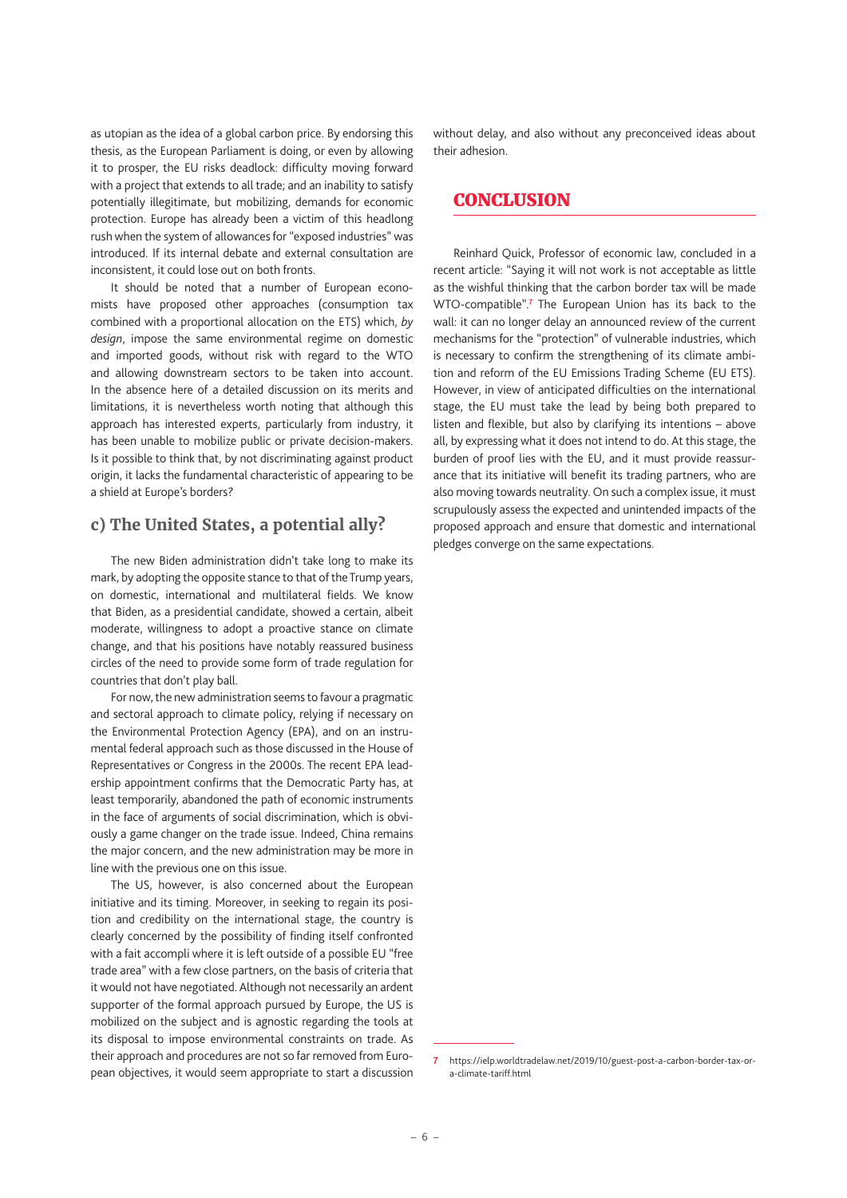as utopian as the idea of a global carbon price. By endorsing this thesis, as the European Parliament is doing, or even by allowing it to prosper, the EU risks deadlock: difficulty moving forward with a project that extends to all trade; and an inability to satisfy potentially illegitimate, but mobilizing, demands for economic protection. Europe has already been a victim of this headlong rush when the system of allowances for "exposed industries" was introduced. If its internal debate and external consultation are inconsistent, it could lose out on both fronts.

It should be noted that a number of European economists have proposed other approaches (consumption tax combined with a proportional allocation on the ETS) which, *by design*, impose the same environmental regime on domestic and imported goods, without risk with regard to the WTO and allowing downstream sectors to be taken into account. In the absence here of a detailed discussion on its merits and limitations, it is nevertheless worth noting that although this approach has interested experts, particularly from industry, it has been unable to mobilize public or private decision-makers. Is it possible to think that, by not discriminating against product origin, it lacks the fundamental characteristic of appearing to be a shield at Europe's borders?

### c) The United States, a potential ally?

The new Biden administration didn't take long to make its mark, by adopting the opposite stance to that of the Trump years, on domestic, international and multilateral fields. We know that Biden, as a presidential candidate, showed a certain, albeit moderate, willingness to adopt a proactive stance on climate change, and that his positions have notably reassured business circles of the need to provide some form of trade regulation for countries that don't play ball.

For now, the new administration seems to favour a pragmatic and sectoral approach to climate policy, relying if necessary on the Environmental Protection Agency (EPA), and on an instrumental federal approach such as those discussed in the House of Representatives or Congress in the 2000s. The recent EPA leadership appointment confirms that the Democratic Party has, at least temporarily, abandoned the path of economic instruments in the face of arguments of social discrimination, which is obviously a game changer on the trade issue. Indeed, China remains the major concern, and the new administration may be more in line with the previous one on this issue.

The US, however, is also concerned about the European initiative and its timing. Moreover, in seeking to regain its position and credibility on the international stage, the country is clearly concerned by the possibility of finding itself confronted with a fait accompli where it is left outside of a possible EU "free trade area" with a few close partners, on the basis of criteria that it would not have negotiated. Although not necessarily an ardent supporter of the formal approach pursued by Europe, the US is mobilized on the subject and is agnostic regarding the tools at its disposal to impose environmental constraints on trade. As their approach and procedures are not so far removed from European objectives, it would seem appropriate to start a discussion without delay, and also without any preconceived ideas about their adhesion.

## CONCLUSION

Reinhard Quick, Professor of economic law, concluded in a recent article: "Saying it will not work is not acceptable as little as the wishful thinking that the carbon border tax will be made WTO-compatible".[7] The European Union has its back to the wall: it can no longer delay an announced review of the current mechanisms for the "protection" of vulnerable industries, which is necessary to confirm the strengthening of its climate ambition and reform of the EU Emissions Trading Scheme (EU ETS). However, in view of anticipated difficulties on the international stage, the EU must take the lead by being both prepared to listen and flexible, but also by clarifying its intentions – above all, by expressing what it does not intend to do. At this stage, the burden of proof lies with the EU, and it must provide reassurance that its initiative will benefit its trading partners, who are also moving towards neutrality. On such a complex issue, it must scrupulously assess the expected and unintended impacts of the proposed approach and ensure that domestic and international pledges converge on the same expectations.

---

7 https://ielp.worldtradelaw.net/2019/10/guest-post-a-carbon-border-tax-or-a-climate-tariff.html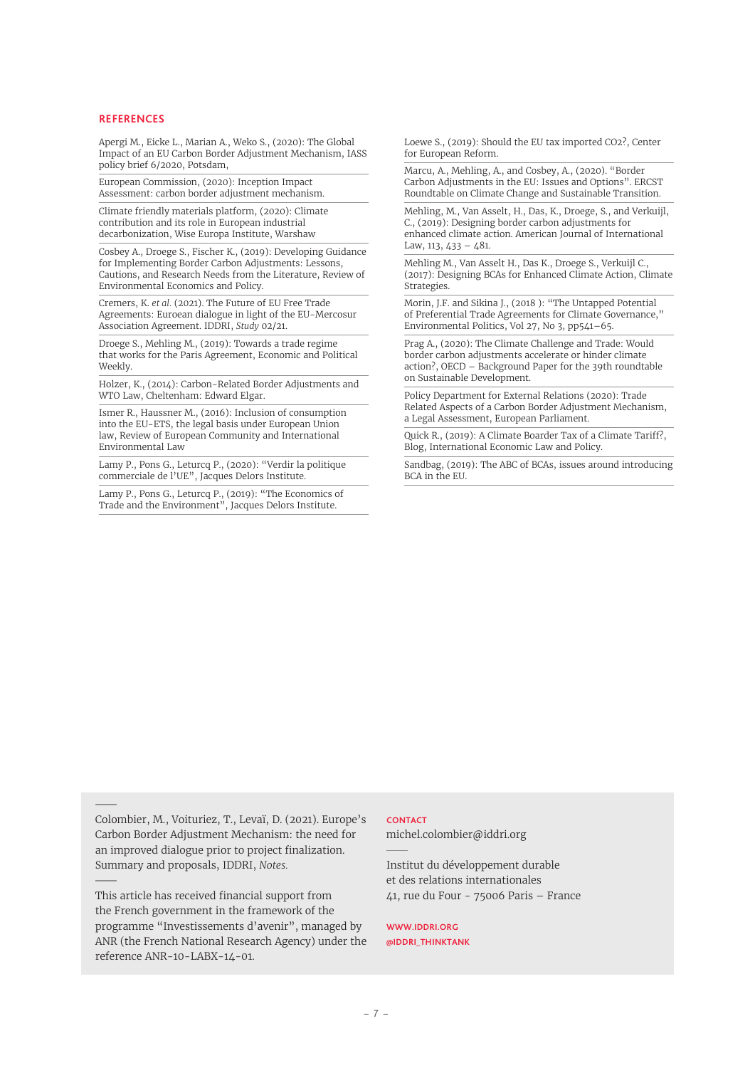## REFERENCES

Apergi M., Eicke L., Marian A., Weko S., (2020): The Global Impact of an EU Carbon Border Adjustment Mechanism, IASS policy brief 6/2020, Potsdam,

European Commission, (2020): Inception Impact Assessment: carbon border adjustment mechanism.

Climate friendly materials platform, (2020): Climate contribution and its role in European industrial decarbonization, Wise Europa Institute, Warshaw

Cosbey A., Droege S., Fischer K., (2019): Developing Guidance for Implementing Border Carbon Adjustments: Lessons, Cautions, and Research Needs from the Literature, Review of Environmental Economics and Policy.

Cremers, K. *et al.* (2021). The Future of EU Free Trade Agreements: Euroean dialogue in light of the EU-Mercosur Association Agreement. IDDRI, *Study* 02/21.

Droege S., Mehling M., (2019): Towards a trade regime that works for the Paris Agreement, Economic and Political Weekly.

Holzer, K., (2014): Carbon-Related Border Adjustments and WTO Law, Cheltenham: Edward Elgar.

Ismer R., Haussner M., (2016): Inclusion of consumption into the EU-ETS, the legal basis under European Union law, Review of European Community and International Environmental Law

Lamy P., Pons G., Leturcq P., (2020): "Verdir la politique commerciale de l'UE", Jacques Delors Institute.

Lamy P., Pons G., Leturcq P., (2019): "The Economics of Trade and the Environment", Jacques Delors Institute.

Loewe S., (2019): Should the EU tax imported CO2?, Center for European Reform.

Marcu, A., Mehling, A., and Cosbey, A., (2020). "Border Carbon Adjustments in the EU: Issues and Options". ERCST Roundtable on Climate Change and Sustainable Transition.

Mehling, M., Van Asselt, H., Das, K., Droege, S., and Verkuijl, C., (2019): Designing border carbon adjustments for enhanced climate action. American Journal of International Law, 113, 433 – 481.

Mehling M., Van Asselt H., Das K., Droege S., Verkuijl C., (2017): Designing BCAs for Enhanced Climate Action, Climate Strategies.

Morin, J.F. and Sikina J., (2018 ): "The Untapped Potential of Preferential Trade Agreements for Climate Governance," Environmental Politics, Vol 27, No 3, pp541–65.

Prag A., (2020): The Climate Challenge and Trade: Would border carbon adjustments accelerate or hinder climate action?, OECD – Background Paper for the 39th roundtable on Sustainable Development.

Policy Department for External Relations (2020): Trade Related Aspects of a Carbon Border Adjustment Mechanism, a Legal Assessment, European Parliament.

Quick R., (2019): A Climate Boarder Tax of a Climate Tariff?, Blog, International Economic Law and Policy.

Sandbag, (2019): The ABC of BCAs, issues around introducing BCA in the EU.

---

Colombier, M., Voituriez, T., Levaï, D. (2021). Europe's Carbon Border Adjustment Mechanism: the need for an improved dialogue prior to project finalization. Summary and proposals, IDDRI, *Notes*.

This article has received financial support from the French government in the framework of the programme "Investissements d'avenir", managed by ANR (the French National Research Agency) under the reference ANR-10-LABX-14-01.

**CONTACT**
michel.colombier@iddri.org

Institut du développement durable
et des relations internationales
41, rue du Four - 75006 Paris – France

**WWW.IDDRI.ORG**
**@IDDRI_THINKTANK**